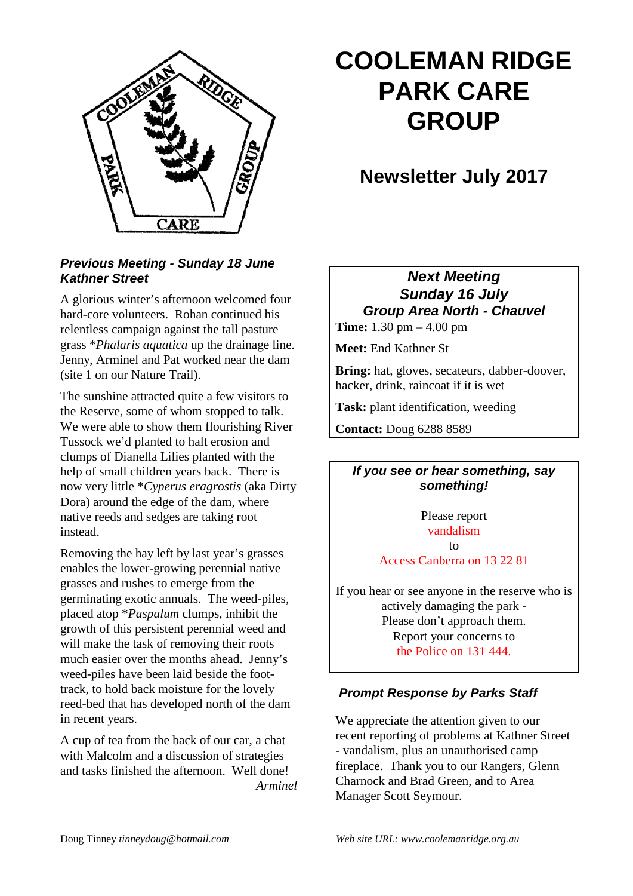# COOLEMAN RIDGE PARK CARE GROUP

## Newsletter July 2017

### *Previous Meeting - Sunday 18 June Kathner Street*

A glorious winter's afternoon welcomed four hard-core volunteers. Rohan continued his relentless campaign against the tall pasture grass **Phalaris aquatica* up the drainage line. Jenny, Arminel and Pat worked near the dam (site 1 on our Nature Trail).

The sunshine attracted quite a few visitors to the Reserve, some of whom stopped to talk. We were able to show them flourishing River Tussock we'd planted to halt erosion and clumps of Dianella Lilies planted with the help of small children years back. There is now very little **Cyperus eragrostis* (aka Dirty Dora) around the edge of the dam, where native reeds and sedges are taking root instead.

Removing the hay left by last year's grasses enables the lower-growing perennial native grasses and rushes to emerge from the germinating exotic annuals. The weed-piles, placed atop **Paspalum* clumps, inhibit the growth of this persistent perennial weed and will make the task of removing their roots much easier over the months ahead. Jenny's weed-piles have been laid beside the foot-track, to hold back moisture for the lovely reed-bed that has developed north of the dam in recent years.

A cup of tea from the back of our car, a chat with Malcolm and a discussion of strategies and tasks finished the afternoon. Well done!

*Arminel*

### *Next Meeting*
### *Sunday 16 July*
### *Group Area North - Chauvel*

**Time:** 1.30 pm – 4.00 pm

**Meet:** End Kathner St

**Bring:** hat, gloves, secateurs, dabber-doover, hacker, drink, raincoat if it is wet

**Task:** plant identification, weeding

**Contact:** Doug 6288 8589

### *If you see or hear something, say something!*

Please report vandalism to Access Canberra on 13 22 81

If you hear or see anyone in the reserve who is actively damaging the park - Please don't approach them. Report your concerns to the Police on 131 444.

### *Prompt Response by Parks Staff*

We appreciate the attention given to our recent reporting of problems at Kathner Street - vandalism, plus an unauthorised camp fireplace. Thank you to our Rangers, Glenn Charnock and Brad Green, and to Area Manager Scott Seymour.

Doug Tinney *tinneydoug@hotmail.com*

*Web site URL: www.coolemanridge.org.au*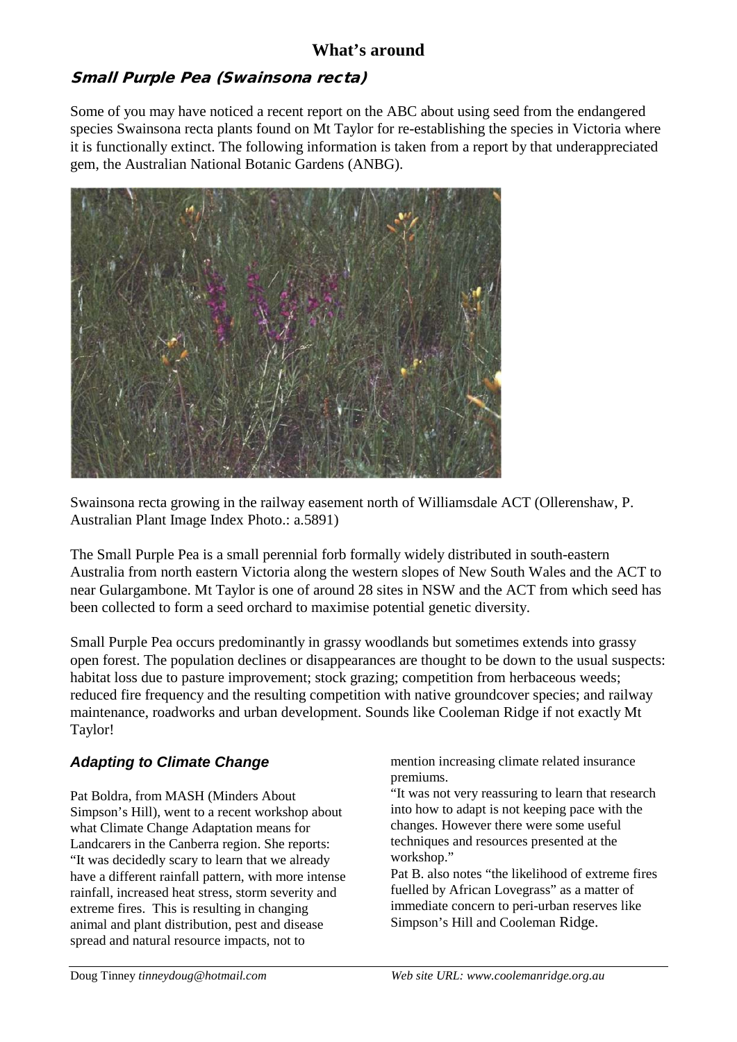# What's around

## *Small Purple Pea (Swainsona recta)*

Some of you may have noticed a recent report on the ABC about using seed from the endangered species Swainsona recta plants found on Mt Taylor for re-establishing the species in Victoria where it is functionally extinct. The following information is taken from a report by that underappreciated gem, the Australian National Botanic Gardens (ANBG).

Swainsona recta growing in the railway easement north of Williamsdale ACT (Ollerenshaw, P. Australian Plant Image Index Photo.: a.5891)

The Small Purple Pea is a small perennial forb formally widely distributed in south-eastern Australia from north eastern Victoria along the western slopes of New South Wales and the ACT to near Gulargambone. Mt Taylor is one of around 28 sites in NSW and the ACT from which seed has been collected to form a seed orchard to maximise potential genetic diversity.

Small Purple Pea occurs predominantly in grassy woodlands but sometimes extends into grassy open forest. The population declines or disappearances are thought to be down to the usual suspects: habitat loss due to pasture improvement; stock grazing; competition from herbaceous weeds; reduced fire frequency and the resulting competition with native groundcover species; and railway maintenance, roadworks and urban development. Sounds like Cooleman Ridge if not exactly Mt Taylor!

### *Adapting to Climate Change*

Pat Boldra, from MASH (Minders About Simpson's Hill), went to a recent workshop about what Climate Change Adaptation means for Landcarers in the Canberra region. She reports: "It was decidedly scary to learn that we already have a different rainfall pattern, with more intense rainfall, increased heat stress, storm severity and extreme fires. This is resulting in changing animal and plant distribution, pest and disease spread and natural resource impacts, not to mention increasing climate related insurance premiums.

"It was not very reassuring to learn that research into how to adapt is not keeping pace with the changes. However there were some useful techniques and resources presented at the workshop."

Pat B. also notes "the likelihood of extreme fires fuelled by African Lovegrass" as a matter of immediate concern to peri-urban reserves like Simpson's Hill and Cooleman Ridge.

Doug Tinney *tinneydoug@hotmail.com* *Web site URL: www.coolemanridge.org.au*